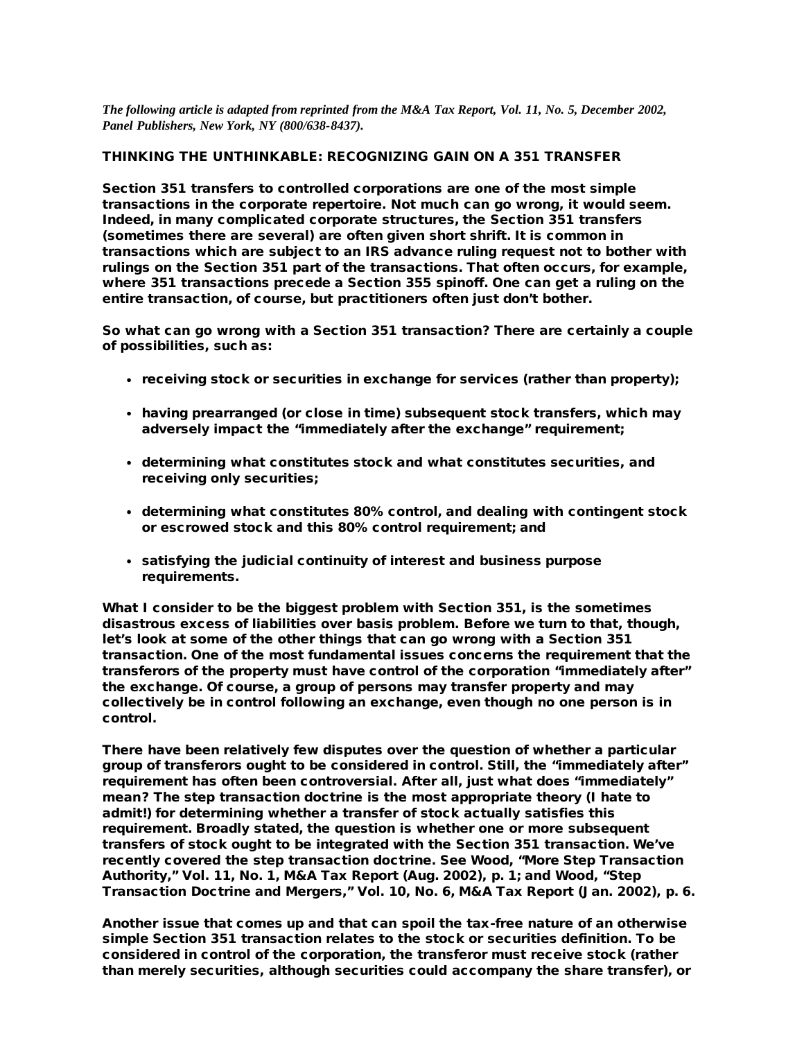*The following article is adapted from reprinted from the M&A Tax Report, Vol. 11, No. 5, December 2002, Panel Publishers, New York, NY (800/638-8437).*

## THINKING THE UNTHINKABLE: RECOGNIZING GAIN ON A 351 TRANSFER

**Section 351 transfers to controlled corporations are one of the most simple transactions in the corporate repertoire. Not much can go wrong, it would seem. Indeed, in many complicated corporate structures, the Section 351 transfers (sometimes there are several) are often given short shrift. It is common in transactions which are subject to an IRS advance ruling request not to bother with rulings on the Section 351 part of the transactions. That often occurs, for example, where 351 transactions precede a Section 355 spinoff. One can get a ruling on the entire transaction, of course, but practitioners often just don't bother.**

**So what can go wrong with a Section 351 transaction? There are certainly a couple of possibilities, such as:**

- **receiving stock or securities in exchange for services (rather than property);**
- **having prearranged (or close in time) subsequent stock transfers, which may adversely impact the "immediately after the exchange" requirement;**
- **determining what constitutes stock and what constitutes securities, and receiving only securities;**
- **determining what constitutes 80% control, and dealing with contingent stock or escrowed stock and this 80% control requirement; and**
- **satisfying the judicial continuity of interest and business purpose requirements.**

**What I consider to be the biggest problem with Section 351, is the sometimes disastrous excess of liabilities over basis problem. Before we turn to that, though, let's look at some of the other things that can go wrong with a Section 351 transaction. One of the most fundamental issues concerns the requirement that the transferors of the property must have control of the corporation "immediately after" the exchange. Of course, a group of persons may transfer property and may collectively be in control following an exchange, even though no one person is in control.**

**There have been relatively few disputes over the question of whether a particular group of transferors ought to be considered in control. Still, the "immediately after" requirement has often been controversial. After all, just what does "immediately" mean? The step transaction doctrine is the most appropriate theory (I hate to admit!) for determining whether a transfer of stock actually satisfies this requirement. Broadly stated, the question is whether one or more subsequent transfers of stock ought to be integrated with the Section 351 transaction. We've recently covered the step transaction doctrine. See Wood, "More Step Transaction Authority," Vol. 11, No. 1, M&A Tax Report (Aug. 2002), p. 1; and Wood, "Step Transaction Doctrine and Mergers," Vol. 10, No. 6, M&A Tax Report (Jan. 2002), p. 6.**

**Another issue that comes up and that can spoil the tax-free nature of an otherwise simple Section 351 transaction relates to the stock or securities definition. To be considered in control of the corporation, the transferor must receive stock (rather than merely securities, although securities could accompany the share transfer), or**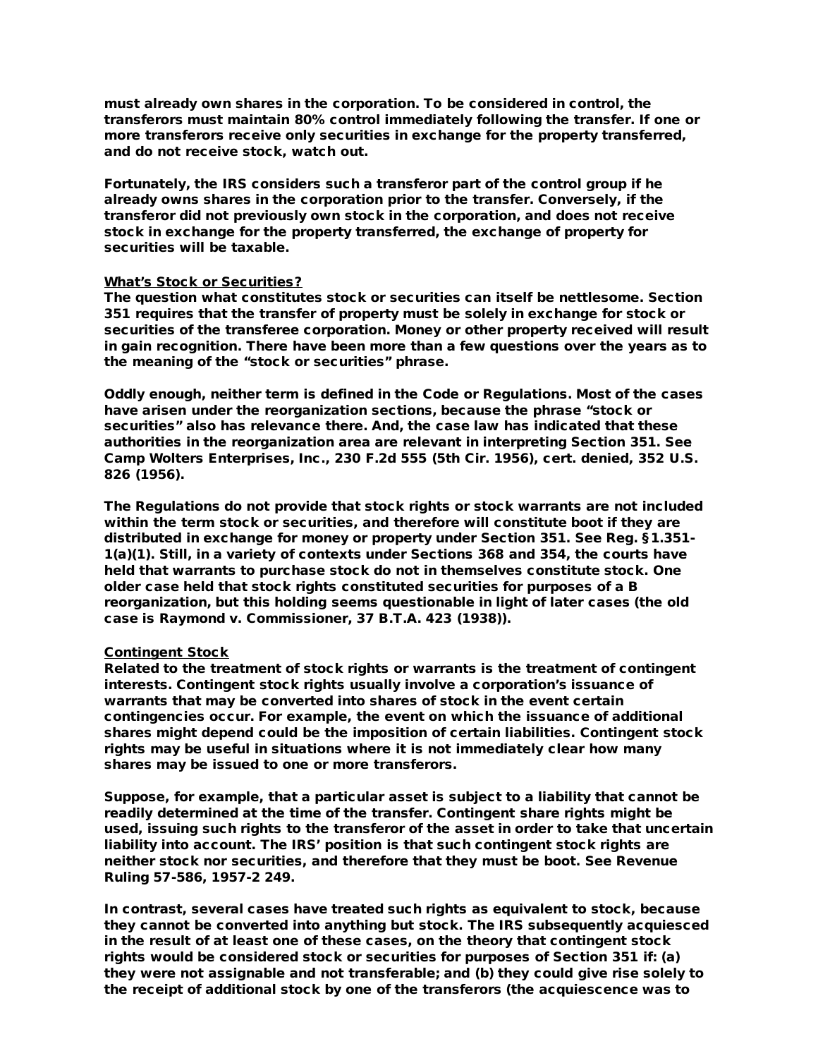must already own shares in the corporation. To be considered in control, the transferors must maintain 80% control immediately following the transfer. If one or more transferors receive only securities in exchange for the property transferred, and do not receive stock, watch out.

Fortunately, the IRS considers such a transferor part of the control group if he already owns shares in the corporation prior to the transfer. Conversely, if the transferor did not previously own stock in the corporation, and does not receive stock in exchange for the property transferred, the exchange of property for securities will be taxable.

## What's Stock or Securities?

The question what constitutes stock or securities can itself be nettlesome. Section 351 requires that the transfer of property must be solely in exchange for stock or securities of the transferee corporation. Money or other property received will result in gain recognition. There have been more than a few questions over the years as to the meaning of the "stock or securities" phrase.

Oddly enough, neither term is defined in the Code or Regulations. Most of the cases have arisen under the reorganization sections, because the phrase "stock or securities" also has relevance there. And, the case law has indicated that these authorities in the reorganization area are relevant in interpreting Section 351. See Camp Wolters Enterprises, Inc., 230 F.2d 555 (5th Cir. 1956), cert. denied, 352 U.S. 826 (1956).

The Regulations do not provide that stock rights or stock warrants are not included within the term stock or securities, and therefore will constitute boot if they are distributed in exchange for money or property under Section 351. See Reg. §1.351-1(a)(1). Still, in a variety of contexts under Sections 368 and 354, the courts have held that warrants to purchase stock do not in themselves constitute stock. One older case held that stock rights constituted securities for purposes of a B reorganization, but this holding seems questionable in light of later cases (the old case is Raymond v. Commissioner, 37 B.T.A. 423 (1938)).

## Contingent Stock

Related to the treatment of stock rights or warrants is the treatment of contingent interests. Contingent stock rights usually involve a corporation's issuance of warrants that may be converted into shares of stock in the event certain contingencies occur. For example, the event on which the issuance of additional shares might depend could be the imposition of certain liabilities. Contingent stock rights may be useful in situations where it is not immediately clear how many shares may be issued to one or more transferors.

Suppose, for example, that a particular asset is subject to a liability that cannot be readily determined at the time of the transfer. Contingent share rights might be used, issuing such rights to the transferor of the asset in order to take that uncertain liability into account. The IRS' position is that such contingent stock rights are neither stock nor securities, and therefore that they must be boot. See Revenue Ruling 57-586, 1957-2 249.

In contrast, several cases have treated such rights as equivalent to stock, because they cannot be converted into anything but stock. The IRS subsequently acquiesced in the result of at least one of these cases, on the theory that contingent stock rights would be considered stock or securities for purposes of Section 351 if: (a) they were not assignable and not transferable; and (b) they could give rise solely to the receipt of additional stock by one of the transferors (the acquiescence was to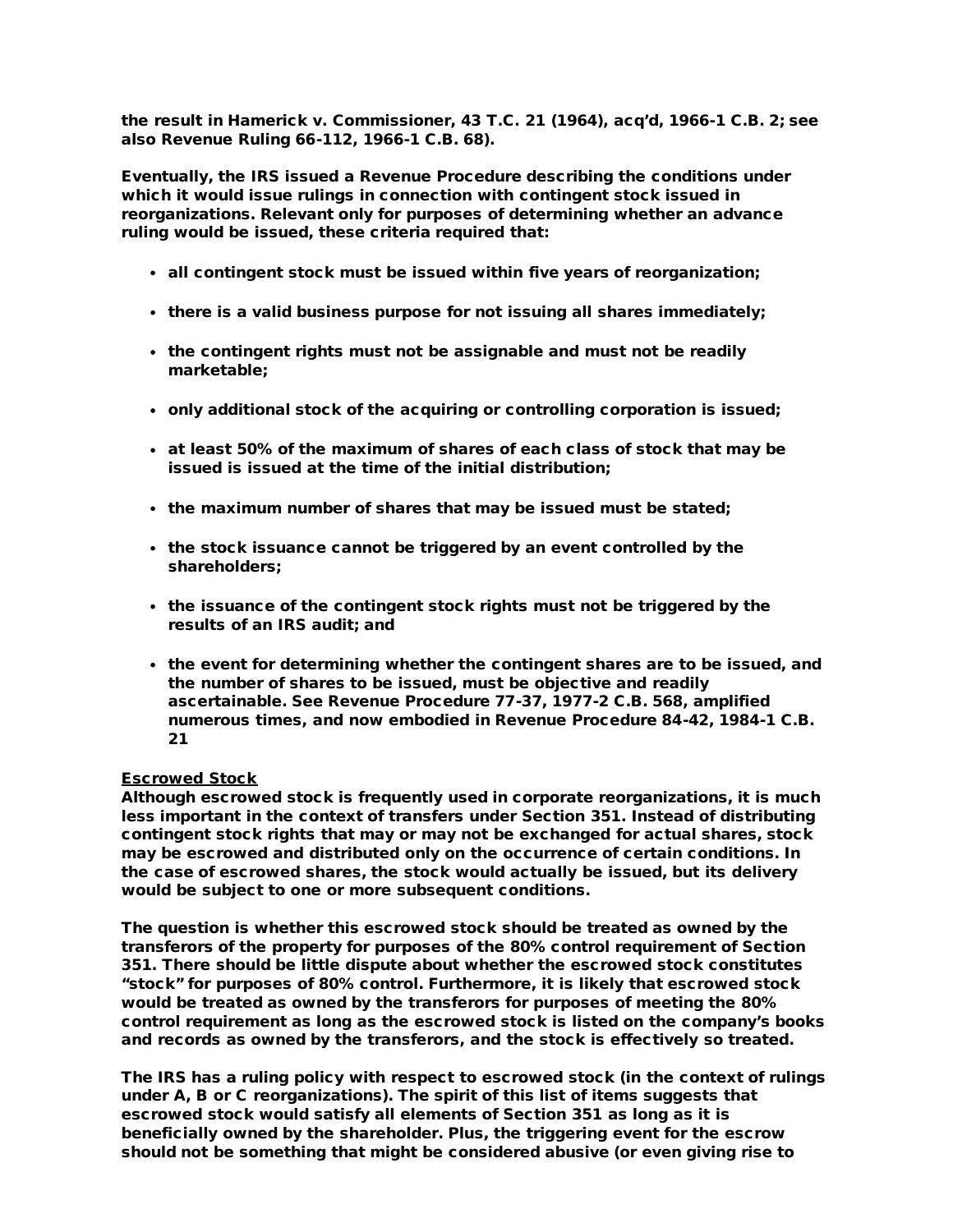**the result in Hamerick v. Commissioner, 43 T.C. 21 (1964), acq'd, 1966-1 C.B. 2; see also Revenue Ruling 66-112, 1966-1 C.B. 68).**

**Eventually, the IRS issued a Revenue Procedure describing the conditions under which it would issue rulings in connection with contingent stock issued in reorganizations. Relevant only for purposes of determining whether an advance ruling would be issued, these criteria required that:**

- **all contingent stock must be issued within five years of reorganization;**
- **there is a valid business purpose for not issuing all shares immediately;**
- **the contingent rights must not be assignable and must not be readily marketable;**
- **only additional stock of the acquiring or controlling corporation is issued;**
- **at least 50% of the maximum of shares of each class of stock that may be issued is issued at the time of the initial distribution;**
- **the maximum number of shares that may be issued must be stated;**
- **the stock issuance cannot be triggered by an event controlled by the shareholders;**
- **the issuance of the contingent stock rights must not be triggered by the results of an IRS audit; and**
- **the event for determining whether the contingent shares are to be issued, and the number of shares to be issued, must be objective and readily ascertainable. See Revenue Procedure 77-37, 1977-2 C.B. 568, amplified numerous times, and now embodied in Revenue Procedure 84-42, 1984-1 C.B. 21**

**Escrowed Stock**

**Although escrowed stock is frequently used in corporate reorganizations, it is much less important in the context of transfers under Section 351. Instead of distributing contingent stock rights that may or may not be exchanged for actual shares, stock may be escrowed and distributed only on the occurrence of certain conditions. In the case of escrowed shares, the stock would actually be issued, but its delivery would be subject to one or more subsequent conditions.**

**The question is whether this escrowed stock should be treated as owned by the transferors of the property for purposes of the 80% control requirement of Section 351. There should be little dispute about whether the escrowed stock constitutes "stock" for purposes of 80% control. Furthermore, it is likely that escrowed stock would be treated as owned by the transferors for purposes of meeting the 80% control requirement as long as the escrowed stock is listed on the company's books and records as owned by the transferors, and the stock is effectively so treated.**

**The IRS has a ruling policy with respect to escrowed stock (in the context of rulings under A, B or C reorganizations). The spirit of this list of items suggests that escrowed stock would satisfy all elements of Section 351 as long as it is beneficially owned by the shareholder. Plus, the triggering event for the escrow should not be something that might be considered abusive (or even giving rise to**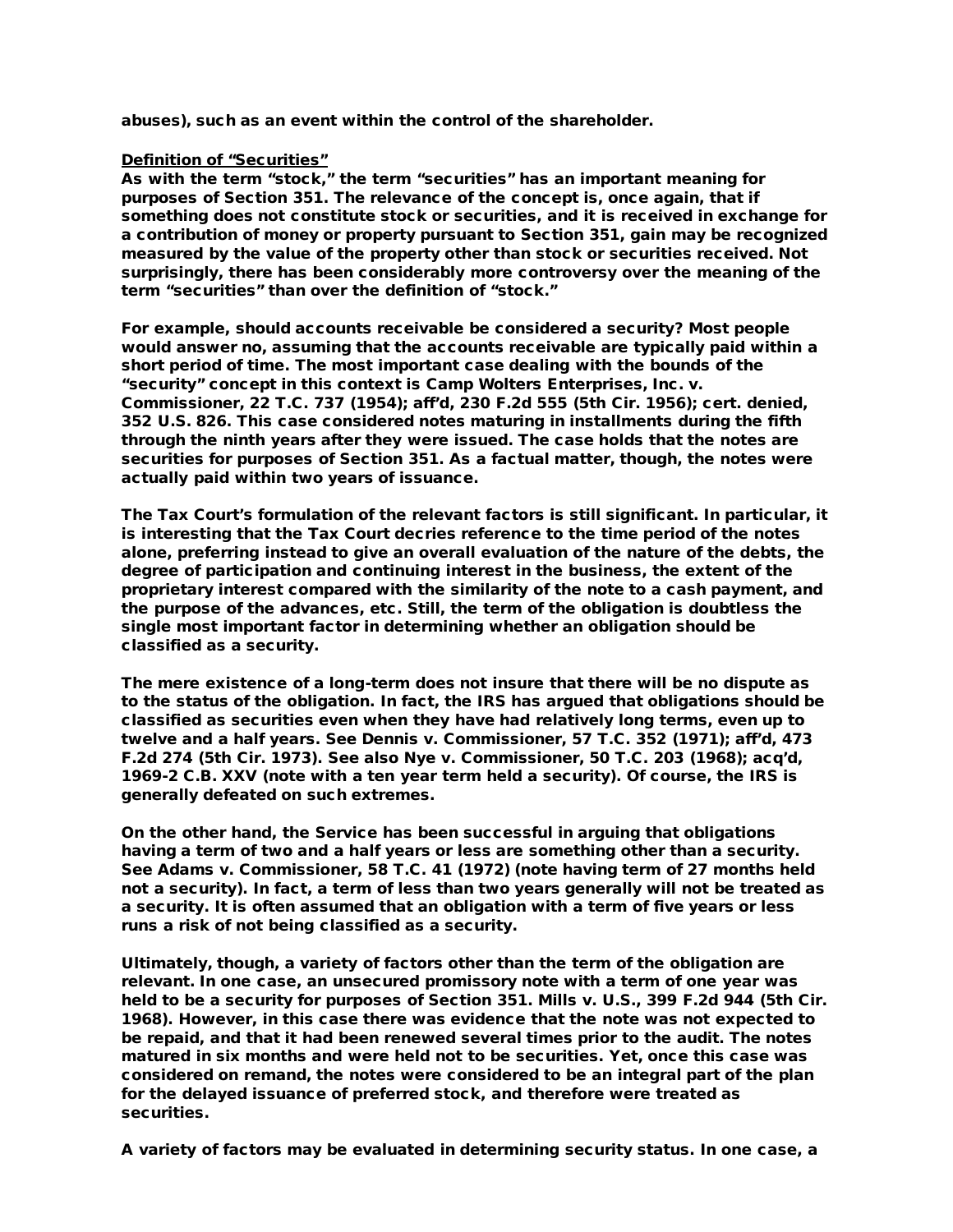abuses), such as an event within the control of the shareholder.

**Definition of "Securities"**

As with the term "stock," the term "securities" has an important meaning for purposes of Section 351. The relevance of the concept is, once again, that if something does not constitute stock or securities, and it is received in exchange for a contribution of money or property pursuant to Section 351, gain may be recognized measured by the value of the property other than stock or securities received. Not surprisingly, there has been considerably more controversy over the meaning of the term "securities" than over the definition of "stock."

For example, should accounts receivable be considered a security? Most people would answer no, assuming that the accounts receivable are typically paid within a short period of time. The most important case dealing with the bounds of the "security" concept in this context is Camp Wolters Enterprises, Inc. v. Commissioner, 22 T.C. 737 (1954); aff'd, 230 F.2d 555 (5th Cir. 1956); cert. denied, 352 U.S. 826. This case considered notes maturing in installments during the fifth through the ninth years after they were issued. The case holds that the notes are securities for purposes of Section 351. As a factual matter, though, the notes were actually paid within two years of issuance.

The Tax Court's formulation of the relevant factors is still significant. In particular, it is interesting that the Tax Court decries reference to the time period of the notes alone, preferring instead to give an overall evaluation of the nature of the debts, the degree of participation and continuing interest in the business, the extent of the proprietary interest compared with the similarity of the note to a cash payment, and the purpose of the advances, etc. Still, the term of the obligation is doubtless the single most important factor in determining whether an obligation should be classified as a security.

The mere existence of a long-term does not insure that there will be no dispute as to the status of the obligation. In fact, the IRS has argued that obligations should be classified as securities even when they have had relatively long terms, even up to twelve and a half years. See Dennis v. Commissioner, 57 T.C. 352 (1971); aff'd, 473 F.2d 274 (5th Cir. 1973). See also Nye v. Commissioner, 50 T.C. 203 (1968); acq'd, 1969-2 C.B. XXV (note with a ten year term held a security). Of course, the IRS is generally defeated on such extremes.

On the other hand, the Service has been successful in arguing that obligations having a term of two and a half years or less are something other than a security. See Adams v. Commissioner, 58 T.C. 41 (1972) (note having term of 27 months held not a security). In fact, a term of less than two years generally will not be treated as a security. It is often assumed that an obligation with a term of five years or less runs a risk of not being classified as a security.

Ultimately, though, a variety of factors other than the term of the obligation are relevant. In one case, an unsecured promissory note with a term of one year was held to be a security for purposes of Section 351. Mills v. U.S., 399 F.2d 944 (5th Cir. 1968). However, in this case there was evidence that the note was not expected to be repaid, and that it had been renewed several times prior to the audit. The notes matured in six months and were held not to be securities. Yet, once this case was considered on remand, the notes were considered to be an integral part of the plan for the delayed issuance of preferred stock, and therefore were treated as securities.

A variety of factors may be evaluated in determining security status. In one case, a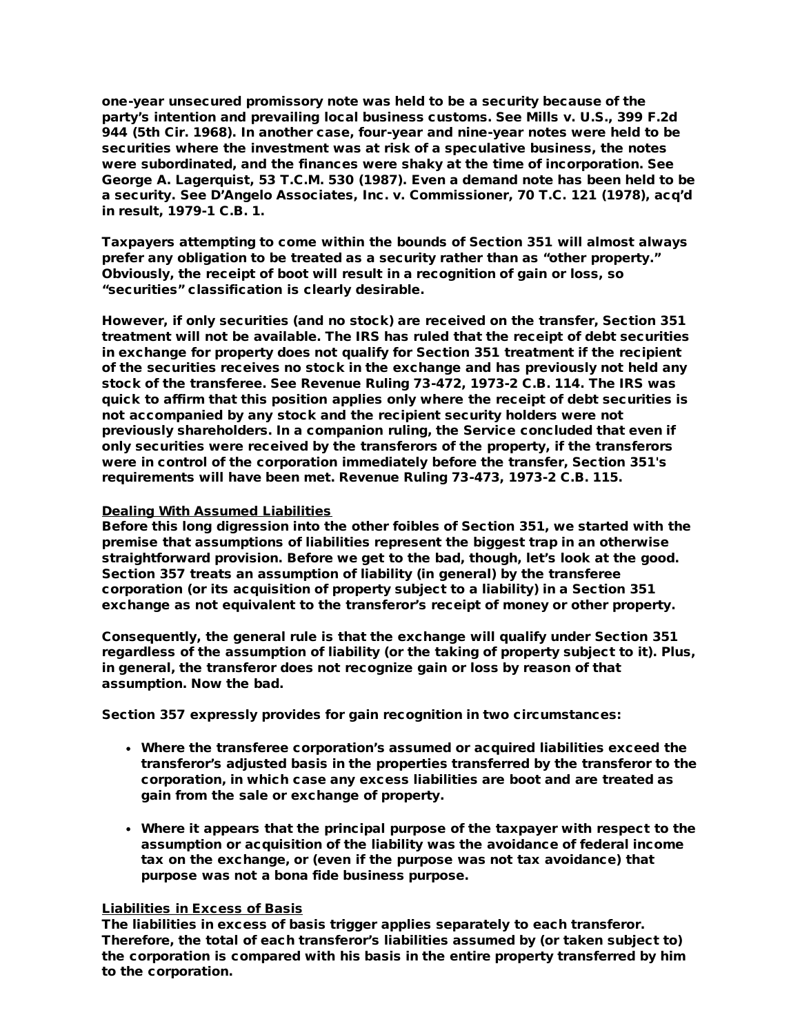one-year unsecured promissory note was held to be a security because of the party's intention and prevailing local business customs. See Mills v. U.S., 399 F.2d 944 (5th Cir. 1968). In another case, four-year and nine-year notes were held to be securities where the investment was at risk of a speculative business, the notes were subordinated, and the finances were shaky at the time of incorporation. See George A. Lagerquist, 53 T.C.M. 530 (1987). Even a demand note has been held to be a security. See D'Angelo Associates, Inc. v. Commissioner, 70 T.C. 121 (1978), acq'd in result, 1979-1 C.B. 1.

Taxpayers attempting to come within the bounds of Section 351 will almost always prefer any obligation to be treated as a security rather than as "other property." Obviously, the receipt of boot will result in a recognition of gain or loss, so "securities" classification is clearly desirable.

However, if only securities (and no stock) are received on the transfer, Section 351 treatment will not be available. The IRS has ruled that the receipt of debt securities in exchange for property does not qualify for Section 351 treatment if the recipient of the securities receives no stock in the exchange and has previously not held any stock of the transferee. See Revenue Ruling 73-472, 1973-2 C.B. 114. The IRS was quick to affirm that this position applies only where the receipt of debt securities is not accompanied by any stock and the recipient security holders were not previously shareholders. In a companion ruling, the Service concluded that even if only securities were received by the transferors of the property, if the transferors were in control of the corporation immediately before the transfer, Section 351's requirements will have been met. Revenue Ruling 73-473, 1973-2 C.B. 115.

<u>Dealing With Assumed Liabilities</u>

Before this long digression into the other foibles of Section 351, we started with the premise that assumptions of liabilities represent the biggest trap in an otherwise straightforward provision. Before we get to the bad, though, let's look at the good. Section 357 treats an assumption of liability (in general) by the transferee corporation (or its acquisition of property subject to a liability) in a Section 351 exchange as not equivalent to the transferor's receipt of money or other property.

Consequently, the general rule is that the exchange will qualify under Section 351 regardless of the assumption of liability (or the taking of property subject to it). Plus, in general, the transferor does not recognize gain or loss by reason of that assumption. Now the bad.

Section 357 expressly provides for gain recognition in two circumstances:

- Where the transferee corporation's assumed or acquired liabilities exceed the transferor's adjusted basis in the properties transferred by the transferor to the corporation, in which case any excess liabilities are boot and are treated as gain from the sale or exchange of property.

- Where it appears that the principal purpose of the taxpayer with respect to the assumption or acquisition of the liability was the avoidance of federal income tax on the exchange, or (even if the purpose was not tax avoidance) that purpose was not a bona fide business purpose.

<u>Liabilities in Excess of Basis</u>

The liabilities in excess of basis trigger applies separately to each transferor. Therefore, the total of each transferor's liabilities assumed by (or taken subject to) the corporation is compared with his basis in the entire property transferred by him to the corporation.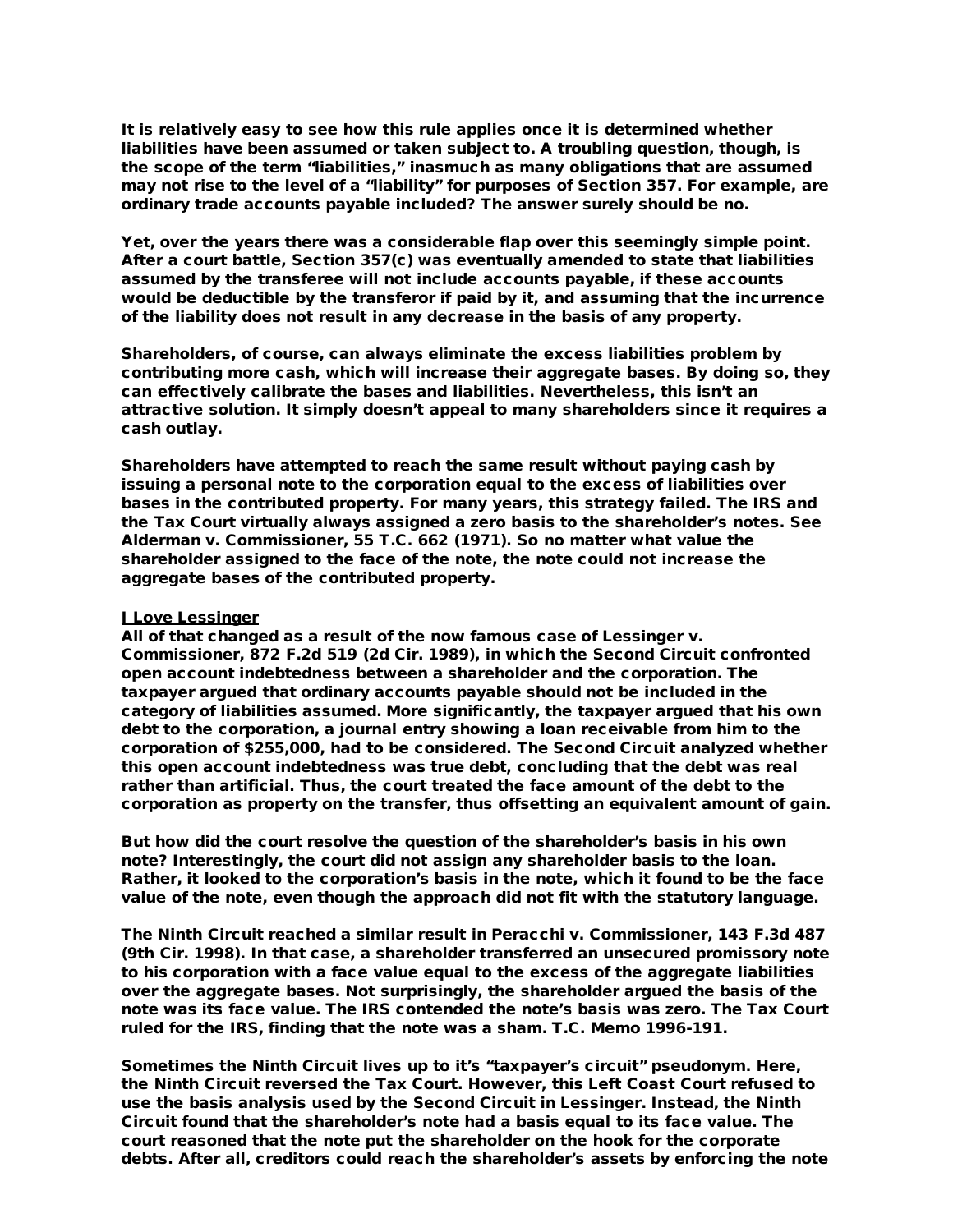It is relatively easy to see how this rule applies once it is determined whether liabilities have been assumed or taken subject to. A troubling question, though, is the scope of the term "liabilities," inasmuch as many obligations that are assumed may not rise to the level of a "liability" for purposes of Section 357. For example, are ordinary trade accounts payable included? The answer surely should be no.

Yet, over the years there was a considerable flap over this seemingly simple point. After a court battle, Section 357(c) was eventually amended to state that liabilities assumed by the transferee will not include accounts payable, if these accounts would be deductible by the transferor if paid by it, and assuming that the incurrence of the liability does not result in any decrease in the basis of any property.

Shareholders, of course, can always eliminate the excess liabilities problem by contributing more cash, which will increase their aggregate bases. By doing so, they can effectively calibrate the bases and liabilities. Nevertheless, this isn't an attractive solution. It simply doesn't appeal to many shareholders since it requires a cash outlay.

Shareholders have attempted to reach the same result without paying cash by issuing a personal note to the corporation equal to the excess of liabilities over bases in the contributed property. For many years, this strategy failed. The IRS and the Tax Court virtually always assigned a zero basis to the shareholder's notes. See Alderman v. Commissioner, 55 T.C. 662 (1971). So no matter what value the shareholder assigned to the face of the note, the note could not increase the aggregate bases of the contributed property.

**I Love Lessinger**

All of that changed as a result of the now famous case of Lessinger v. Commissioner, 872 F.2d 519 (2d Cir. 1989), in which the Second Circuit confronted open account indebtedness between a shareholder and the corporation. The taxpayer argued that ordinary accounts payable should not be included in the category of liabilities assumed. More significantly, the taxpayer argued that his own debt to the corporation, a journal entry showing a loan receivable from him to the corporation of $255,000, had to be considered. The Second Circuit analyzed whether this open account indebtedness was true debt, concluding that the debt was real rather than artificial. Thus, the court treated the face amount of the debt to the corporation as property on the transfer, thus offsetting an equivalent amount of gain.

But how did the court resolve the question of the shareholder's basis in his own note? Interestingly, the court did not assign any shareholder basis to the loan. Rather, it looked to the corporation's basis in the note, which it found to be the face value of the note, even though the approach did not fit with the statutory language.

The Ninth Circuit reached a similar result in Peracchi v. Commissioner, 143 F.3d 487 (9th Cir. 1998). In that case, a shareholder transferred an unsecured promissory note to his corporation with a face value equal to the excess of the aggregate liabilities over the aggregate bases. Not surprisingly, the shareholder argued the basis of the note was its face value. The IRS contended the note's basis was zero. The Tax Court ruled for the IRS, finding that the note was a sham. T.C. Memo 1996-191.

Sometimes the Ninth Circuit lives up to it's "taxpayer's circuit" pseudonym. Here, the Ninth Circuit reversed the Tax Court. However, this Left Coast Court refused to use the basis analysis used by the Second Circuit in Lessinger. Instead, the Ninth Circuit found that the shareholder's note had a basis equal to its face value. The court reasoned that the note put the shareholder on the hook for the corporate debts. After all, creditors could reach the shareholder's assets by enforcing the note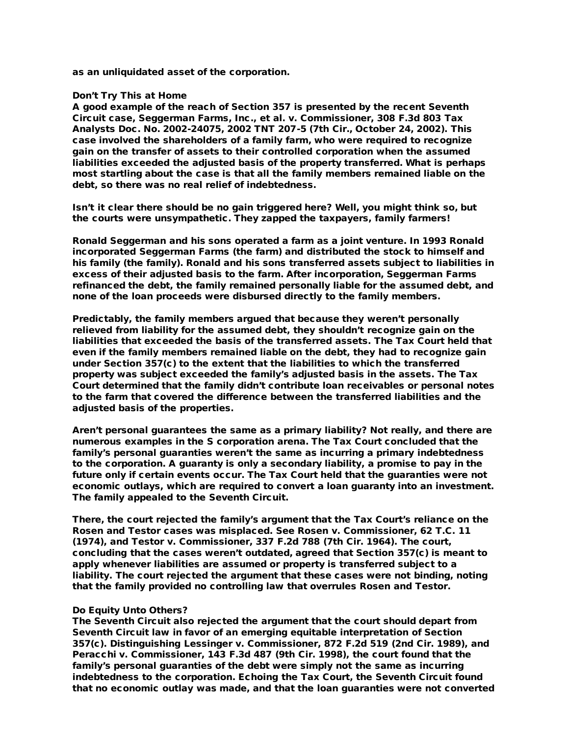as an unliquidated asset of the corporation.

## Don't Try This at Home

A good example of the reach of Section 357 is presented by the recent Seventh Circuit case, Seggerman Farms, Inc., et al. v. Commissioner, 308 F.3d 803 Tax Analysts Doc. No. 2002-24075, 2002 TNT 207-5 (7th Cir., October 24, 2002). This case involved the shareholders of a family farm, who were required to recognize gain on the transfer of assets to their controlled corporation when the assumed liabilities exceeded the adjusted basis of the property transferred. What is perhaps most startling about the case is that all the family members remained liable on the debt, so there was no real relief of indebtedness.

Isn't it clear there should be no gain triggered here? Well, you might think so, but the courts were unsympathetic. They zapped the taxpayers, family farmers!

Ronald Seggerman and his sons operated a farm as a joint venture. In 1993 Ronald incorporated Seggerman Farms (the farm) and distributed the stock to himself and his family (the family). Ronald and his sons transferred assets subject to liabilities in excess of their adjusted basis to the farm. After incorporation, Seggerman Farms refinanced the debt, the family remained personally liable for the assumed debt, and none of the loan proceeds were disbursed directly to the family members.

Predictably, the family members argued that because they weren't personally relieved from liability for the assumed debt, they shouldn't recognize gain on the liabilities that exceeded the basis of the transferred assets. The Tax Court held that even if the family members remained liable on the debt, they had to recognize gain under Section 357(c) to the extent that the liabilities to which the transferred property was subject exceeded the family's adjusted basis in the assets. The Tax Court determined that the family didn't contribute loan receivables or personal notes to the farm that covered the difference between the transferred liabilities and the adjusted basis of the properties.

Aren't personal guarantees the same as a primary liability? Not really, and there are numerous examples in the S corporation arena. The Tax Court concluded that the family's personal guaranties weren't the same as incurring a primary indebtedness to the corporation. A guaranty is only a secondary liability, a promise to pay in the future only if certain events occur. The Tax Court held that the guaranties were not economic outlays, which are required to convert a loan guaranty into an investment. The family appealed to the Seventh Circuit.

There, the court rejected the family's argument that the Tax Court's reliance on the Rosen and Testor cases was misplaced. See Rosen v. Commissioner, 62 T.C. 11 (1974), and Testor v. Commissioner, 337 F.2d 788 (7th Cir. 1964). The court, concluding that the cases weren't outdated, agreed that Section 357(c) is meant to apply whenever liabilities are assumed or property is transferred subject to a liability. The court rejected the argument that these cases were not binding, noting that the family provided no controlling law that overrules Rosen and Testor.

## Do Equity Unto Others?

The Seventh Circuit also rejected the argument that the court should depart from Seventh Circuit law in favor of an emerging equitable interpretation of Section 357(c). Distinguishing Lessinger v. Commissioner, 872 F.2d 519 (2nd Cir. 1989), and Peracchi v. Commissioner, 143 F.3d 487 (9th Cir. 1998), the court found that the family's personal guaranties of the debt were simply not the same as incurring indebtedness to the corporation. Echoing the Tax Court, the Seventh Circuit found that no economic outlay was made, and that the loan guaranties were not converted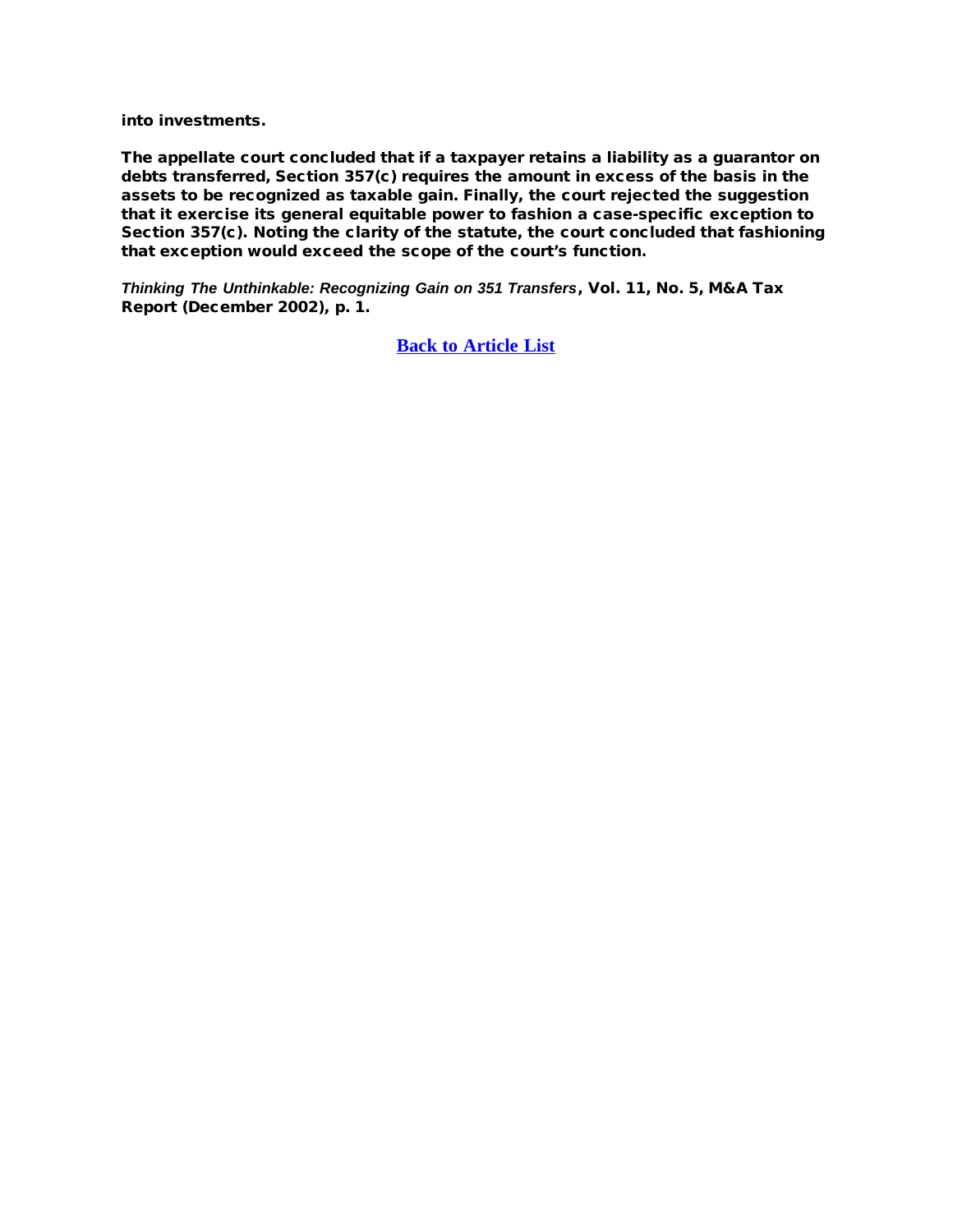**into investments.**

**The appellate court concluded that if a taxpayer retains a liability as a guarantor on debts transferred, Section 357(c) requires the amount in excess of the basis in the assets to be recognized as taxable gain. Finally, the court rejected the suggestion that it exercise its general equitable power to fashion a case-specific exception to Section 357(c). Noting the clarity of the statute, the court concluded that fashioning that exception would exceed the scope of the court's function.**

***Thinking The Unthinkable: Recognizing Gain on 351 Transfers*, Vol. 11, No. 5, M&A Tax Report (December 2002), p. 1.**

**Back to Article List**